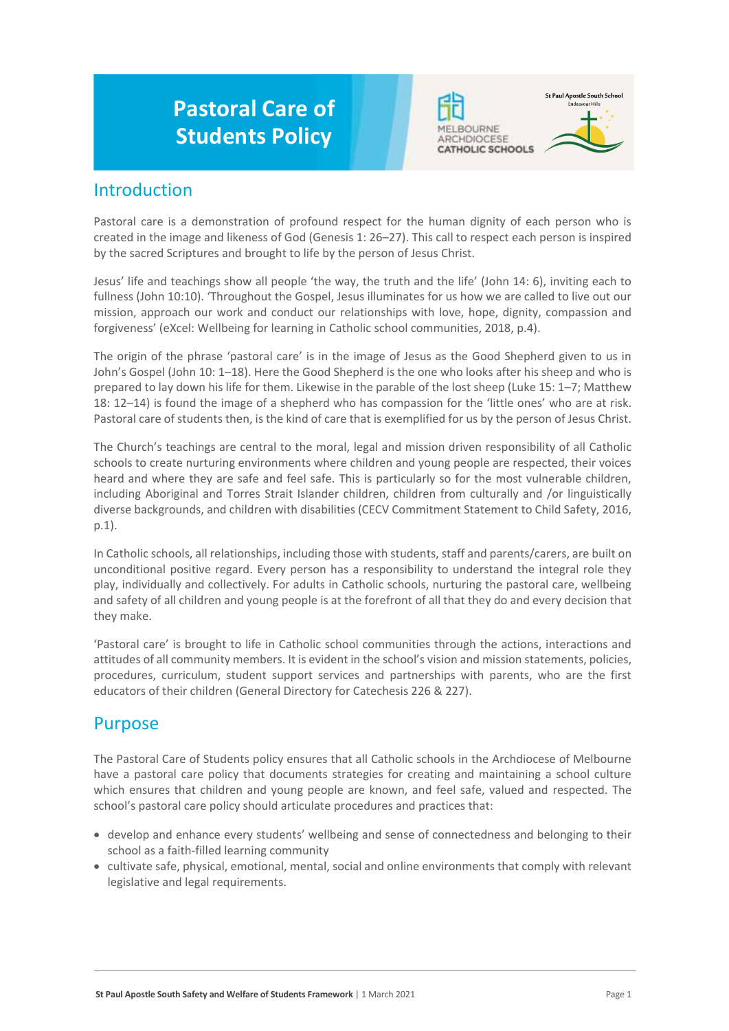# Pastoral Care of Students Policy

## Introduction

Pastoral care is a demonstration of profound respect for the human dignity of each person who is created in the image and likeness of God (Genesis 1: 26–27). This call to respect each person is inspired by the sacred Scriptures and brought to life by the person of Jesus Christ.

Jesus' life and teachings show all people 'the way, the truth and the life' (John 14: 6), inviting each to fullness (John 10:10). 'Throughout the Gospel, Jesus illuminates for us how we are called to live out our mission, approach our work and conduct our relationships with love, hope, dignity, compassion and forgiveness' (eXcel: Wellbeing for learning in Catholic school communities, 2018, p.4).

The origin of the phrase 'pastoral care' is in the image of Jesus as the Good Shepherd given to us in John's Gospel (John 10: 1–18). Here the Good Shepherd is the one who looks after his sheep and who is prepared to lay down his life for them. Likewise in the parable of the lost sheep (Luke 15: 1–7; Matthew 18: 12–14) is found the image of a shepherd who has compassion for the 'little ones' who are at risk. Pastoral care of students then, is the kind of care that is exemplified for us by the person of Jesus Christ.

The Church's teachings are central to the moral, legal and mission driven responsibility of all Catholic schools to create nurturing environments where children and young people are respected, their voices heard and where they are safe and feel safe. This is particularly so for the most vulnerable children, including Aboriginal and Torres Strait Islander children, children from culturally and /or linguistically diverse backgrounds, and children with disabilities (CECV Commitment Statement to Child Safety, 2016, p.1).

In Catholic schools, all relationships, including those with students, staff and parents/carers, are built on unconditional positive regard. Every person has a responsibility to understand the integral role they play, individually and collectively. For adults in Catholic schools, nurturing the pastoral care, wellbeing and safety of all children and young people is at the forefront of all that they do and every decision that they make.

'Pastoral care' is brought to life in Catholic school communities through the actions, interactions and attitudes of all community members. It is evident in the school's vision and mission statements, policies, procedures, curriculum, student support services and partnerships with parents, who are the first educators of their children (General Directory for Catechesis 226 & 227).

## Purpose

The Pastoral Care of Students policy ensures that all Catholic schools in the Archdiocese of Melbourne have a pastoral care policy that documents strategies for creating and maintaining a school culture which ensures that children and young people are known, and feel safe, valued and respected. The school's pastoral care policy should articulate procedures and practices that:

- develop and enhance every students' wellbeing and sense of connectedness and belonging to their school as a faith-filled learning community
- cultivate safe, physical, emotional, mental, social and online environments that comply with relevant legislative and legal requirements.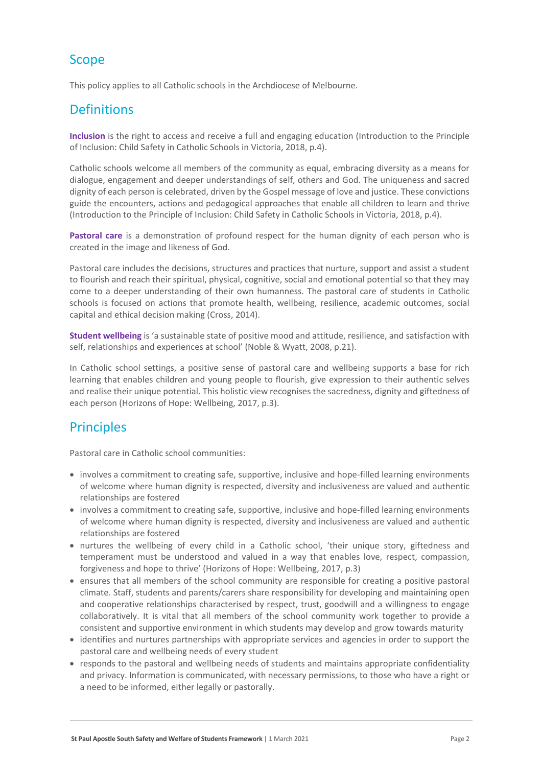## Scope

This policy applies to all Catholic schools in the Archdiocese of Melbourne.

## Definitions

**Inclusion** is the right to access and receive a full and engaging education (Introduction to the Principle of Inclusion: Child Safety in Catholic Schools in Victoria, 2018, p.4).

Catholic schools welcome all members of the community as equal, embracing diversity as a means for dialogue, engagement and deeper understandings of self, others and God. The uniqueness and sacred dignity of each person is celebrated, driven by the Gospel message of love and justice. These convictions guide the encounters, actions and pedagogical approaches that enable all children to learn and thrive (Introduction to the Principle of Inclusion: Child Safety in Catholic Schools in Victoria, 2018, p.4).

**Pastoral care** is a demonstration of profound respect for the human dignity of each person who is created in the image and likeness of God.

Pastoral care includes the decisions, structures and practices that nurture, support and assist a student to flourish and reach their spiritual, physical, cognitive, social and emotional potential so that they may come to a deeper understanding of their own humanness. The pastoral care of students in Catholic schools is focused on actions that promote health, wellbeing, resilience, academic outcomes, social capital and ethical decision making (Cross, 2014).

**Student wellbeing** is 'a sustainable state of positive mood and attitude, resilience, and satisfaction with self, relationships and experiences at school' (Noble & Wyatt, 2008, p.21).

In Catholic school settings, a positive sense of pastoral care and wellbeing supports a base for rich learning that enables children and young people to flourish, give expression to their authentic selves and realise their unique potential. This holistic view recognises the sacredness, dignity and giftedness of each person (Horizons of Hope: Wellbeing, 2017, p.3).

## Principles

Pastoral care in Catholic school communities:

- involves a commitment to creating safe, supportive, inclusive and hope-filled learning environments of welcome where human dignity is respected, diversity and inclusiveness are valued and authentic relationships are fostered
- involves a commitment to creating safe, supportive, inclusive and hope-filled learning environments of welcome where human dignity is respected, diversity and inclusiveness are valued and authentic relationships are fostered
- nurtures the wellbeing of every child in a Catholic school, 'their unique story, giftedness and temperament must be understood and valued in a way that enables love, respect, compassion, forgiveness and hope to thrive' (Horizons of Hope: Wellbeing, 2017, p.3)
- ensures that all members of the school community are responsible for creating a positive pastoral climate. Staff, students and parents/carers share responsibility for developing and maintaining open and cooperative relationships characterised by respect, trust, goodwill and a willingness to engage collaboratively. It is vital that all members of the school community work together to provide a consistent and supportive environment in which students may develop and grow towards maturity
- identifies and nurtures partnerships with appropriate services and agencies in order to support the pastoral care and wellbeing needs of every student
- responds to the pastoral and wellbeing needs of students and maintains appropriate confidentiality and privacy. Information is communicated, with necessary permissions, to those who have a right or a need to be informed, either legally or pastorally.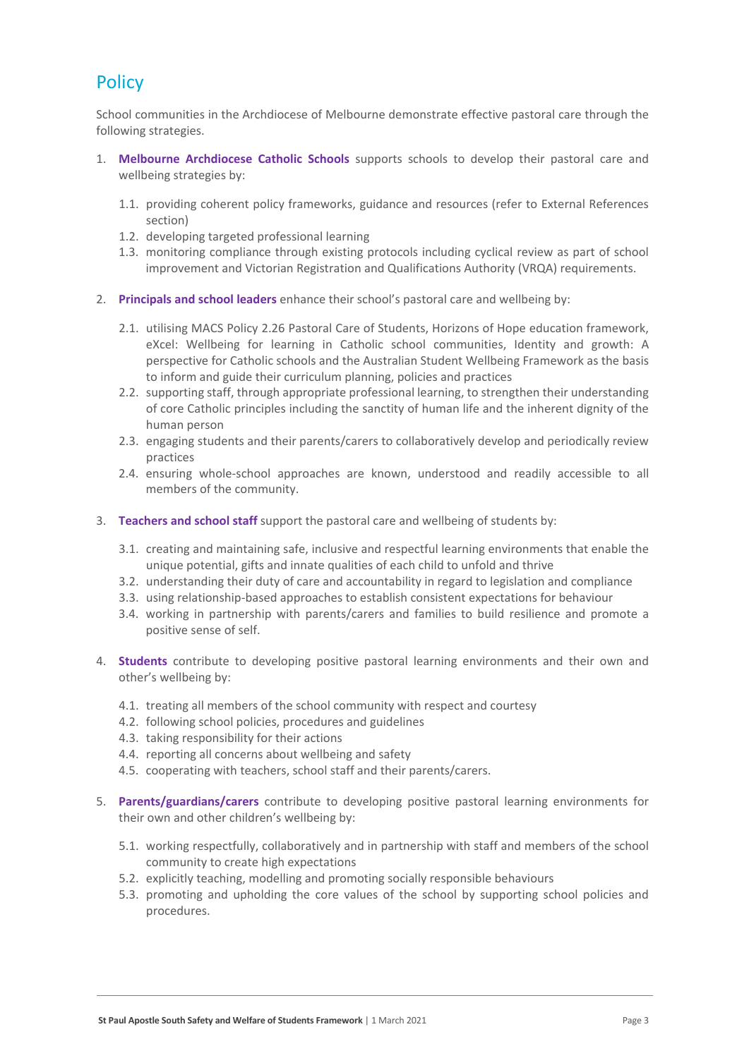## Policy

School communities in the Archdiocese of Melbourne demonstrate effective pastoral care through the following strategies.

1. **Melbourne Archdiocese Catholic Schools** supports schools to develop their pastoral care and wellbeing strategies by:
   1.1. providing coherent policy frameworks, guidance and resources (refer to External References section)
   1.2. developing targeted professional learning
   1.3. monitoring compliance through existing protocols including cyclical review as part of school improvement and Victorian Registration and Qualifications Authority (VRQA) requirements.

2. **Principals and school leaders** enhance their school's pastoral care and wellbeing by:
   2.1. utilising MACS Policy 2.26 Pastoral Care of Students, Horizons of Hope education framework, eXcel: Wellbeing for learning in Catholic school communities, Identity and growth: A perspective for Catholic schools and the Australian Student Wellbeing Framework as the basis to inform and guide their curriculum planning, policies and practices
   2.2. supporting staff, through appropriate professional learning, to strengthen their understanding of core Catholic principles including the sanctity of human life and the inherent dignity of the human person
   2.3. engaging students and their parents/carers to collaboratively develop and periodically review practices
   2.4. ensuring whole-school approaches are known, understood and readily accessible to all members of the community.

3. **Teachers and school staff** support the pastoral care and wellbeing of students by:
   3.1. creating and maintaining safe, inclusive and respectful learning environments that enable the unique potential, gifts and innate qualities of each child to unfold and thrive
   3.2. understanding their duty of care and accountability in regard to legislation and compliance
   3.3. using relationship-based approaches to establish consistent expectations for behaviour
   3.4. working in partnership with parents/carers and families to build resilience and promote a positive sense of self.

4. **Students** contribute to developing positive pastoral learning environments and their own and other's wellbeing by:
   4.1. treating all members of the school community with respect and courtesy
   4.2. following school policies, procedures and guidelines
   4.3. taking responsibility for their actions
   4.4. reporting all concerns about wellbeing and safety
   4.5. cooperating with teachers, school staff and their parents/carers.

5. **Parents/guardians/carers** contribute to developing positive pastoral learning environments for their own and other children's wellbeing by:
   5.1. working respectfully, collaboratively and in partnership with staff and members of the school community to create high expectations
   5.2. explicitly teaching, modelling and promoting socially responsible behaviours
   5.3. promoting and upholding the core values of the school by supporting school policies and procedures.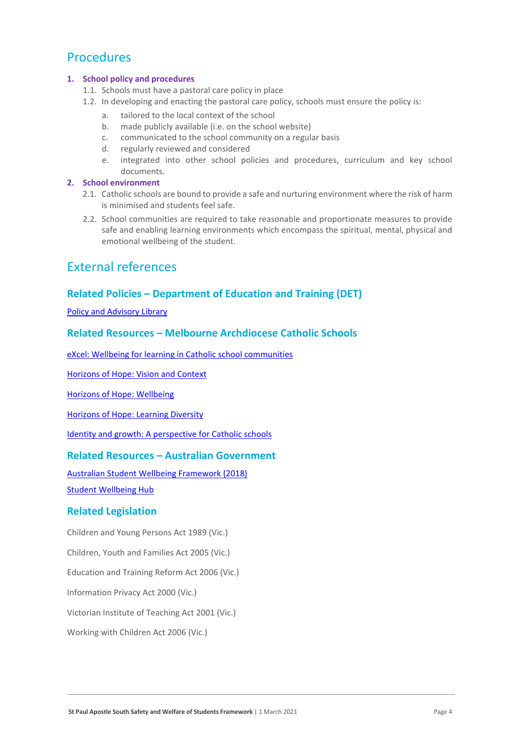## Procedures

1. **School policy and procedures**
   1.1. Schools must have a pastoral care policy in place
   1.2. In developing and enacting the pastoral care policy, schools must ensure the policy is:
      a. tailored to the local context of the school
      b. made publicly available (i.e. on the school website)
      c. communicated to the school community on a regular basis
      d. regularly reviewed and considered
      e. integrated into other school policies and procedures, curriculum and key school documents.
2. **School environment**
   2.1. Catholic schools are bound to provide a safe and nurturing environment where the risk of harm is minimised and students feel safe.
   2.2. School communities are required to take reasonable and proportionate measures to provide safe and enabling learning environments which encompass the spiritual, mental, physical and emotional wellbeing of the student.

## External references

### Related Policies – Department of Education and Training (DET)

Policy and Advisory Library

### Related Resources – Melbourne Archdiocese Catholic Schools

eXcel: Wellbeing for learning in Catholic school communities

Horizons of Hope: Vision and Context

Horizons of Hope: Wellbeing

Horizons of Hope: Learning Diversity

Identity and growth: A perspective for Catholic schools

### Related Resources – Australian Government

Australian Student Wellbeing Framework (2018)

Student Wellbeing Hub

### Related Legislation

Children and Young Persons Act 1989 (Vic.)

Children, Youth and Families Act 2005 (Vic.)

Education and Training Reform Act 2006 (Vic.)

Information Privacy Act 2000 (Vic.)

Victorian Institute of Teaching Act 2001 (Vic.)

Working with Children Act 2006 (Vic.)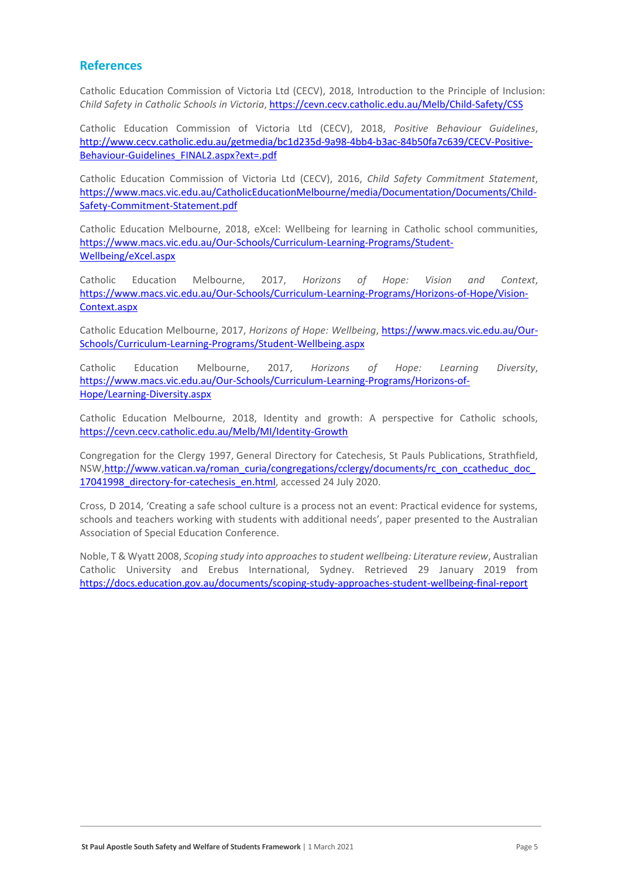## References

Catholic Education Commission of Victoria Ltd (CECV), 2018, Introduction to the Principle of Inclusion: *Child Safety in Catholic Schools in Victoria*, https://cevn.cecv.catholic.edu.au/Melb/Child-Safety/CSS

Catholic Education Commission of Victoria Ltd (CECV), 2018, *Positive Behaviour Guidelines*, http://www.cecv.catholic.edu.au/getmedia/bc1d235d-9a98-4bb4-b3ac-84b50fa7c639/CECV-Positive-Behaviour-Guidelines_FINAL2.aspx?ext=.pdf

Catholic Education Commission of Victoria Ltd (CECV), 2016, *Child Safety Commitment Statement*, https://www.macs.vic.edu.au/CatholicEducationMelbourne/media/Documentation/Documents/Child-Safety-Commitment-Statement.pdf

Catholic Education Melbourne, 2018, eXcel: Wellbeing for learning in Catholic school communities, https://www.macs.vic.edu.au/Our-Schools/Curriculum-Learning-Programs/Student-Wellbeing/eXcel.aspx

Catholic Education Melbourne, 2017, *Horizons of Hope: Vision and Context*, https://www.macs.vic.edu.au/Our-Schools/Curriculum-Learning-Programs/Horizons-of-Hope/Vision-Context.aspx

Catholic Education Melbourne, 2017, *Horizons of Hope: Wellbeing*, https://www.macs.vic.edu.au/Our-Schools/Curriculum-Learning-Programs/Student-Wellbeing.aspx

Catholic Education Melbourne, 2017, *Horizons of Hope: Learning Diversity*, https://www.macs.vic.edu.au/Our-Schools/Curriculum-Learning-Programs/Horizons-of-Hope/Learning-Diversity.aspx

Catholic Education Melbourne, 2018, Identity and growth: A perspective for Catholic schools, https://cevn.cecv.catholic.edu.au/Melb/MI/Identity-Growth

Congregation for the Clergy 1997, General Directory for Catechesis, St Pauls Publications, Strathfield, NSW,http://www.vatican.va/roman_curia/congregations/cclergy/documents/rc_con_ccatheduc_doc_17041998_directory-for-catechesis_en.html, accessed 24 July 2020.

Cross, D 2014, 'Creating a safe school culture is a process not an event: Practical evidence for systems, schools and teachers working with students with additional needs', paper presented to the Australian Association of Special Education Conference.

Noble, T & Wyatt 2008, *Scoping study into approaches to student wellbeing: Literature review*, Australian Catholic University and Erebus International, Sydney. Retrieved 29 January 2019 from https://docs.education.gov.au/documents/scoping-study-approaches-student-wellbeing-final-report